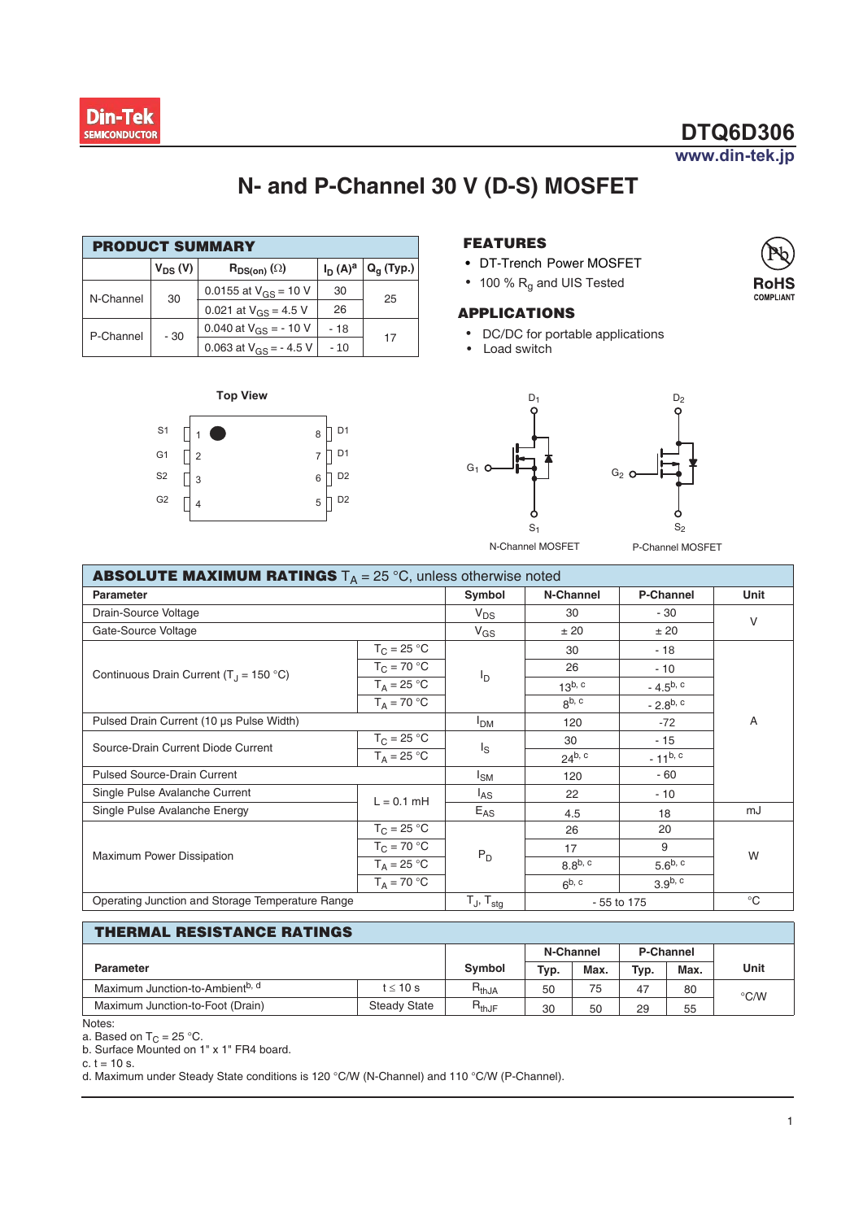Din-Tek SEMICONDUCTOR

# DTQ6D306

www.din-tek.jp

## N- and P-Channel 30 V (D-S) MOSFET

### PRODUCT SUMMARY

| | $V_{DS}$ (V) | $R_{DS(on)}$ (Ω) | $I_D$ (A)[a] | $Q_g$ (Typ.) |
|---|---|---|---|---|
| N-Channel | 30 | 0.0155 at $V_{GS}$ = 10 V | 30 | 25 |
| | | 0.021 at $V_{GS}$ = 4.5 V | 26 | |
| P-Channel | - 30 | 0.040 at $V_{GS}$ = - 10 V | - 18 | 17 |
| | | 0.063 at $V_{GS}$ = - 4.5 V | - 10 | |

### FEATURES

- DT-Trench Power MOSFET
- 100 % $R_g$ and UIS Tested

RoHS COMPLIANT

### APPLICATIONS

- DC/DC for portable applications
- Load switch

Top View

| Pin | | Pin | |
|---|---|---|---|
| S1 | 1 | 8 | D1 |
| G1 | 2 | 7 | D1 |
| S2 | 3 | 6 | D2 |
| G2 | 4 | 5 | D2 |

N-Channel MOSFET ($D_1$, $G_1$, $S_1$)    P-Channel MOSFET ($D_2$, $G_2$, $S_2$)

### ABSOLUTE MAXIMUM RATINGS $T_A$ = 25 °C, unless otherwise noted

| Parameter | | Symbol | N-Channel | P-Channel | Unit |
|---|---|---|---|---|---|
| Drain-Source Voltage | | $V_{DS}$ | 30 | - 30 | V |
| Gate-Source Voltage | | $V_{GS}$ | ± 20 | ± 20 | |
| Continuous Drain Current ($T_J$ = 150 °C) | $T_C$ = 25 °C | $I_D$ | 30 | - 18 | A |
| | $T_C$ = 70 °C | | 26 | - 10 | |
| | $T_A$ = 25 °C | | 13[b, c] | - 4.5[b, c] | |
| | $T_A$ = 70 °C | | 8[b, c] | - 2.8[b, c] | |
| Pulsed Drain Current (10 μs Pulse Width) | | $I_{DM}$ | 120 | -72 | |
| Source-Drain Current Diode Current | $T_C$ = 25 °C | $I_S$ | 30 | - 15 | |
| | $T_A$ = 25 °C | | 24[b, c] | - 11[b, c] | |
| Pulsed Source-Drain Current | | $I_{SM}$ | 120 | - 60 | |
| Single Pulse Avalanche Current | L = 0.1 mH | $I_{AS}$ | 22 | - 10 | |
| Single Pulse Avalanche Energy | | $E_{AS}$ | 4.5 | 18 | mJ |
| Maximum Power Dissipation | $T_C$ = 25 °C | $P_D$ | 26 | 20 | W |
| | $T_C$ = 70 °C | | 17 | 9 | |
| | $T_A$ = 25 °C | | 8.8[b, c] | 5.6[b, c] | |
| | $T_A$ = 70 °C | | 6[b, c] | 3.9[b, c] | |
| Operating Junction and Storage Temperature Range | | $T_J$, $T_{stg}$ | - 55 to 175 | | °C |

### THERMAL RESISTANCE RATINGS

| Parameter | | Symbol | N-Channel Typ. | N-Channel Max. | P-Channel Typ. | P-Channel Max. | Unit |
|---|---|---|---|---|---|---|---|
| Maximum Junction-to-Ambient[b, d] | t ≤ 10 s | $R_{thJA}$ | 50 | 75 | 47 | 80 | °C/W |
| Maximum Junction-to-Foot (Drain) | Steady State | $R_{thJF}$ | 30 | 50 | 29 | 55 | |

Notes:
a. Based on $T_C$ = 25 °C.
b. Surface Mounted on 1" x 1" FR4 board.
c. t = 10 s.
d. Maximum under Steady State conditions is 120 °C/W (N-Channel) and 110 °C/W (P-Channel).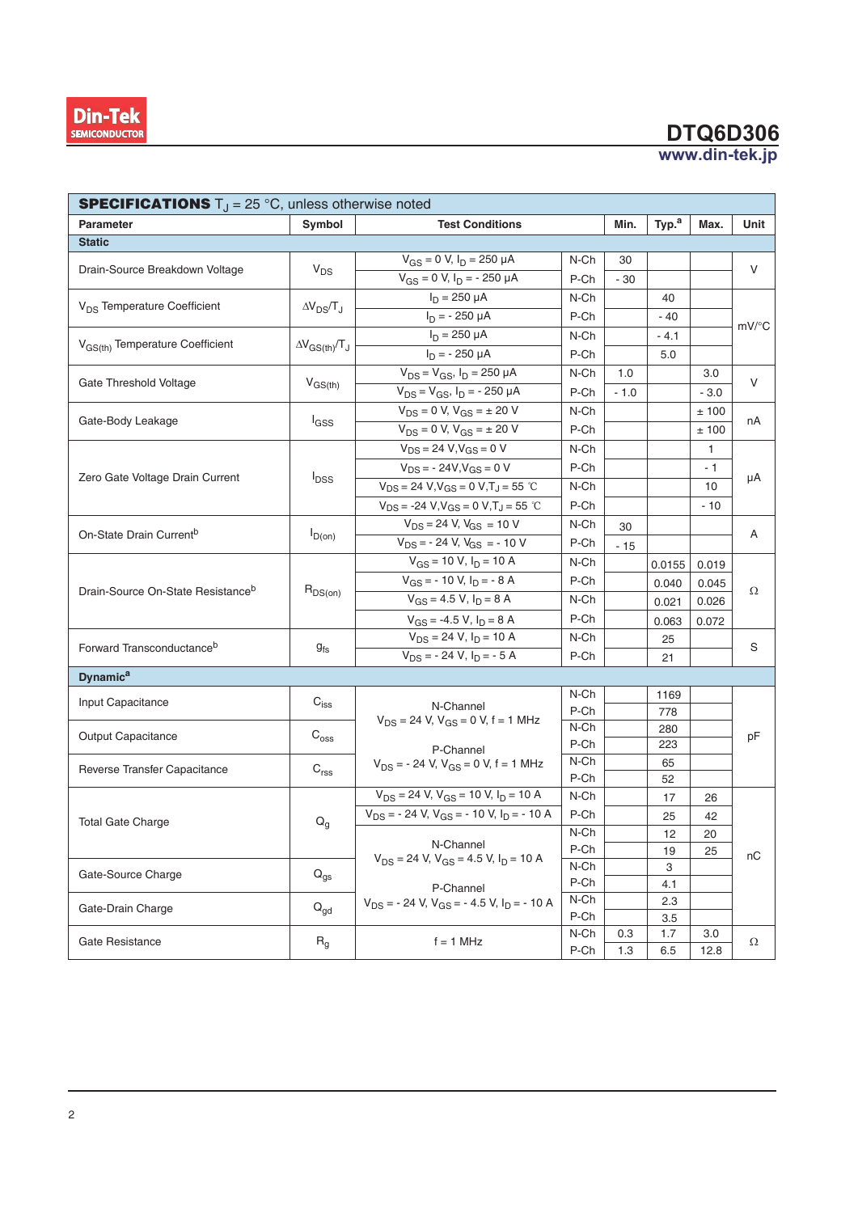**SPECIFICATIONS** $T_J$ = 25 °C, unless otherwise noted

| Parameter | Symbol | Test Conditions | | Min. | Typ.[a] | Max. | Unit |
|---|---|---|---|---|---|---|---|
| **Static** | | | | | | | |
| Drain-Source Breakdown Voltage | $V_{DS}$ | $V_{GS}$ = 0 V, $I_D$ = 250 μA | N-Ch | 30 | | | V |
| | | $V_{GS}$ = 0 V, $I_D$ = - 250 μA | P-Ch | - 30 | | | |
| $V_{DS}$ Temperature Coefficient | $\Delta V_{DS}/T_J$ | $I_D$ = 250 μA | N-Ch | | 40 | | mV/°C |
| | | $I_D$ = - 250 μA | P-Ch | | - 40 | | |
| $V_{GS(th)}$ Temperature Coefficient | $\Delta V_{GS(th)}/T_J$ | $I_D$ = 250 μA | N-Ch | | - 4.1 | | |
| | | $I_D$ = - 250 μA | P-Ch | | 5.0 | | |
| Gate Threshold Voltage | $V_{GS(th)}$ | $V_{DS}$ = $V_{GS}$, $I_D$ = 250 μA | N-Ch | 1.0 | | 3.0 | V |
| | | $V_{DS}$ = $V_{GS}$, $I_D$ = - 250 μA | P-Ch | - 1.0 | | - 3.0 | |
| Gate-Body Leakage | $I_{GSS}$ | $V_{DS}$ = 0 V, $V_{GS}$ = ± 20 V | N-Ch | | | ± 100 | nA |
| | | $V_{DS}$ = 0 V, $V_{GS}$ = ± 20 V | P-Ch | | | ± 100 | |
| Zero Gate Voltage Drain Current | $I_{DSS}$ | $V_{DS}$ = 24 V, $V_{GS}$ = 0 V | N-Ch | | | 1 | μA |
| | | $V_{DS}$ = - 24V, $V_{GS}$ = 0 V | P-Ch | | | - 1 | |
| | | $V_{DS}$ = 24 V, $V_{GS}$ = 0 V, $T_J$ = 55 ℃ | N-Ch | | | 10 | |
| | | $V_{DS}$ = -24 V, $V_{GS}$ = 0 V, $T_J$ = 55 ℃ | P-Ch | | | - 10 | |
| On-State Drain Current[b] | $I_{D(on)}$ | $V_{DS}$ = 24 V, $V_{GS}$ = 10 V | N-Ch | 30 | | | A |
| | | $V_{DS}$ = - 24 V, $V_{GS}$ = - 10 V | P-Ch | - 15 | | | |
| Drain-Source On-State Resistance[b] | $R_{DS(on)}$ | $V_{GS}$ = 10 V, $I_D$ = 10 A | N-Ch | | 0.0155 | 0.019 | Ω |
| | | $V_{GS}$ = - 10 V, $I_D$ = - 8 A | P-Ch | | 0.040 | 0.045 | |
| | | $V_{GS}$ = 4.5 V, $I_D$ = 8 A | N-Ch | | 0.021 | 0.026 | |
| | | $V_{GS}$ = -4.5 V, $I_D$ = 8 A | P-Ch | | 0.063 | 0.072 | |
| Forward Transconductance[b] | $g_{fs}$ | $V_{DS}$ = 24 V, $I_D$ = 10 A | N-Ch | | 25 | | S |
| | | $V_{DS}$ = - 24 V, $I_D$ = - 5 A | P-Ch | | 21 | | |
| **Dynamic[a]** | | | | | | | |
| Input Capacitance | $C_{iss}$ | N-Channel $V_{DS}$ = 24 V, $V_{GS}$ = 0 V, f = 1 MHz | N-Ch | | 1169 | | pF |
| | | | P-Ch | | 778 | | |
| Output Capacitance | $C_{oss}$ | | N-Ch | | 280 | | |
| | | P-Channel $V_{DS}$ = - 24 V, $V_{GS}$ = 0 V, f = 1 MHz | P-Ch | | 223 | | |
| Reverse Transfer Capacitance | $C_{rss}$ | | N-Ch | | 65 | | |
| | | | P-Ch | | 52 | | |
| Total Gate Charge | $Q_g$ | $V_{DS}$ = 24 V, $V_{GS}$ = 10 V, $I_D$ = 10 A | N-Ch | | 17 | 26 | nC |
| | | $V_{DS}$ = - 24 V, $V_{GS}$ = - 10 V, $I_D$ = - 10 A | P-Ch | | 25 | 42 | |
| | | N-Channel $V_{DS}$ = 24 V, $V_{GS}$ = 4.5 V, $I_D$ = 10 A | N-Ch | | 12 | 20 | |
| | | | P-Ch | | 19 | 25 | |
| Gate-Source Charge | $Q_{gs}$ | | N-Ch | | 3 | | |
| | | P-Channel $V_{DS}$ = - 24 V, $V_{GS}$ = - 4.5 V, $I_D$ = - 10 A | P-Ch | | 4.1 | | |
| Gate-Drain Charge | $Q_{gd}$ | | N-Ch | | 2.3 | | |
| | | | P-Ch | | 3.5 | | |
| Gate Resistance | $R_g$ | f = 1 MHz | N-Ch | 0.3 | 1.7 | 3.0 | Ω |
| | | | P-Ch | 1.3 | 6.5 | 12.8 | |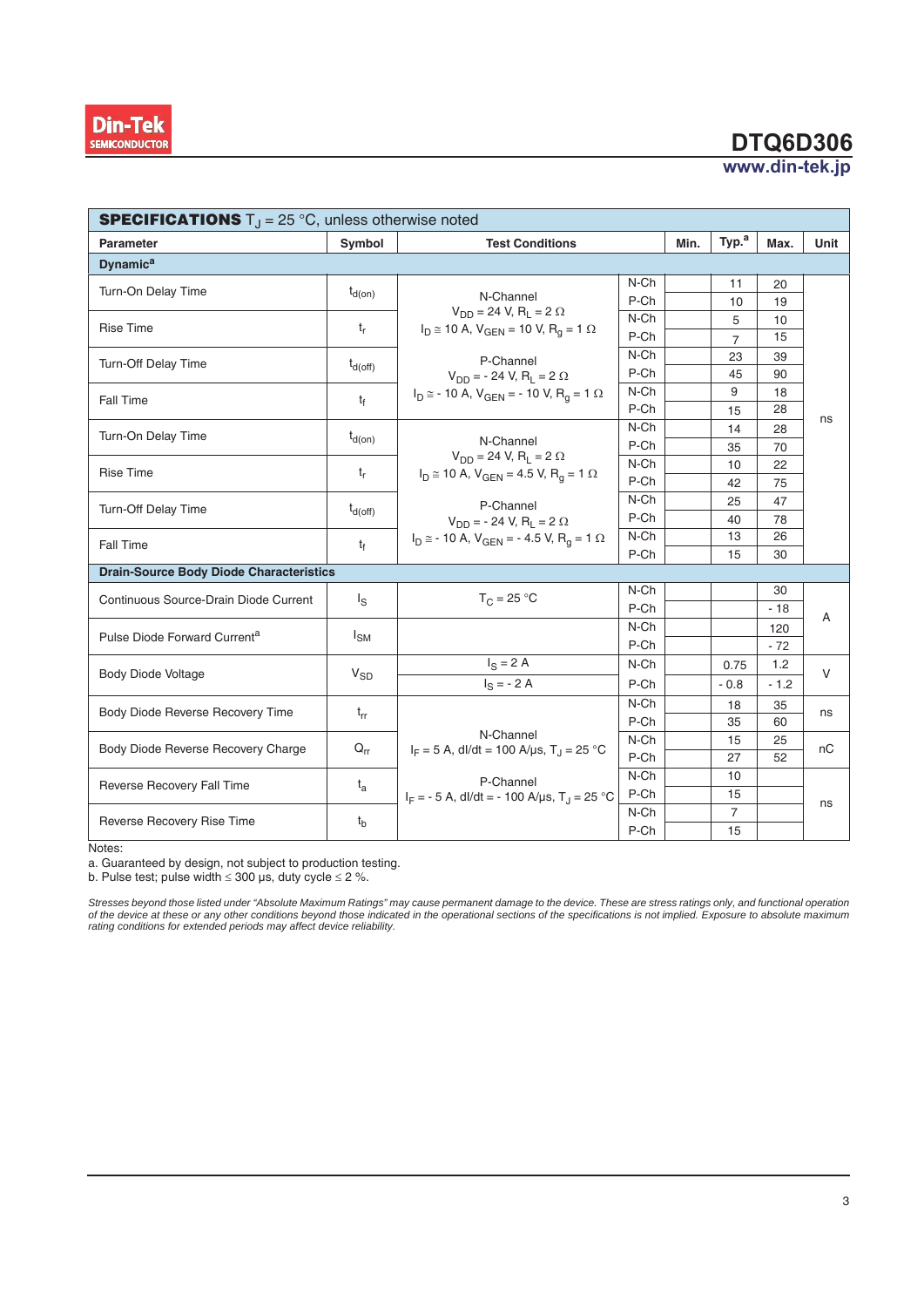**SPECIFICATIONS** $T_J$ = 25 °C, unless otherwise noted

| Parameter | Symbol | Test Conditions | | Min. | Typ.[a] | Max. | Unit |
|---|---|---|---|---|---|---|---|
| **Dynamic**[a] | | | | | | | |
| Turn-On Delay Time | $t_{d(on)}$ | N-Channel $V_{DD}$ = 24 V, $R_L$ = 2 Ω $I_D \cong$ 10 A, $V_{GEN}$ = 10 V, $R_g$ = 1 Ω P-Channel $V_{DD}$ = - 24 V, $R_L$ = 2 Ω $I_D \cong$ - 10 A, $V_{GEN}$ = - 10 V, $R_g$ = 1 Ω | N-Ch | | 11 | 20 | ns |
| | | | P-Ch | | 10 | 19 | |
| Rise Time | $t_r$ | | N-Ch | | 5 | 10 | |
| | | | P-Ch | | 7 | 15 | |
| Turn-Off Delay Time | $t_{d(off)}$ | | N-Ch | | 23 | 39 | |
| | | | P-Ch | | 45 | 90 | |
| Fall Time | $t_f$ | | N-Ch | | 9 | 18 | |
| | | | P-Ch | | 15 | 28 | |
| Turn-On Delay Time | $t_{d(on)}$ | N-Channel $V_{DD}$ = 24 V, $R_L$ = 2 Ω $I_D \cong$ 10 A, $V_{GEN}$ = 4.5 V, $R_g$ = 1 Ω P-Channel $V_{DD}$ = - 24 V, $R_L$ = 2 Ω $I_D \cong$ - 10 A, $V_{GEN}$ = - 4.5 V, $R_g$ = 1 Ω | N-Ch | | 14 | 28 | |
| | | | P-Ch | | 35 | 70 | |
| Rise Time | $t_r$ | | N-Ch | | 10 | 22 | |
| | | | P-Ch | | 42 | 75 | |
| Turn-Off Delay Time | $t_{d(off)}$ | | N-Ch | | 25 | 47 | |
| | | | P-Ch | | 40 | 78 | |
| Fall Time | $t_f$ | | N-Ch | | 13 | 26 | |
| | | | P-Ch | | 15 | 30 | |
| **Drain-Source Body Diode Characteristics** | | | | | | | |
| Continuous Source-Drain Diode Current | $I_S$ | $T_C$ = 25 °C | N-Ch | | | 30 | A |
| | | | P-Ch | | | - 18 | |
| Pulse Diode Forward Current[a] | $I_{SM}$ | | N-Ch | | | 120 | |
| | | | P-Ch | | | - 72 | |
| Body Diode Voltage | $V_{SD}$ | $I_S$ = 2 A | N-Ch | | 0.75 | 1.2 | V |
| | | $I_S$ = - 2 A | P-Ch | | - 0.8 | - 1.2 | |
| Body Diode Reverse Recovery Time | $t_{rr}$ | N-Channel $I_F$ = 5 A, dI/dt = 100 A/µs, $T_J$ = 25 °C P-Channel $I_F$ = - 5 A, dI/dt = - 100 A/µs, $T_J$ = 25 °C | N-Ch | | 18 | 35 | ns |
| | | | P-Ch | | 35 | 60 | |
| Body Diode Reverse Recovery Charge | $Q_{rr}$ | | N-Ch | | 15 | 25 | nC |
| | | | P-Ch | | 27 | 52 | |
| Reverse Recovery Fall Time | $t_a$ | | N-Ch | | 10 | | ns |
| | | | P-Ch | | 15 | | |
| Reverse Recovery Rise Time | $t_b$ | | N-Ch | | 7 | | |
| | | | P-Ch | | 15 | | |

Notes:
a. Guaranteed by design, not subject to production testing.
b. Pulse test; pulse width ≤ 300 µs, duty cycle ≤ 2 %.

*Stresses beyond those listed under "Absolute Maximum Ratings" may cause permanent damage to the device. These are stress ratings only, and functional operation of the device at these or any other conditions beyond those indicated in the operational sections of the specifications is not implied. Exposure to absolute maximum rating conditions for extended periods may affect device reliability.*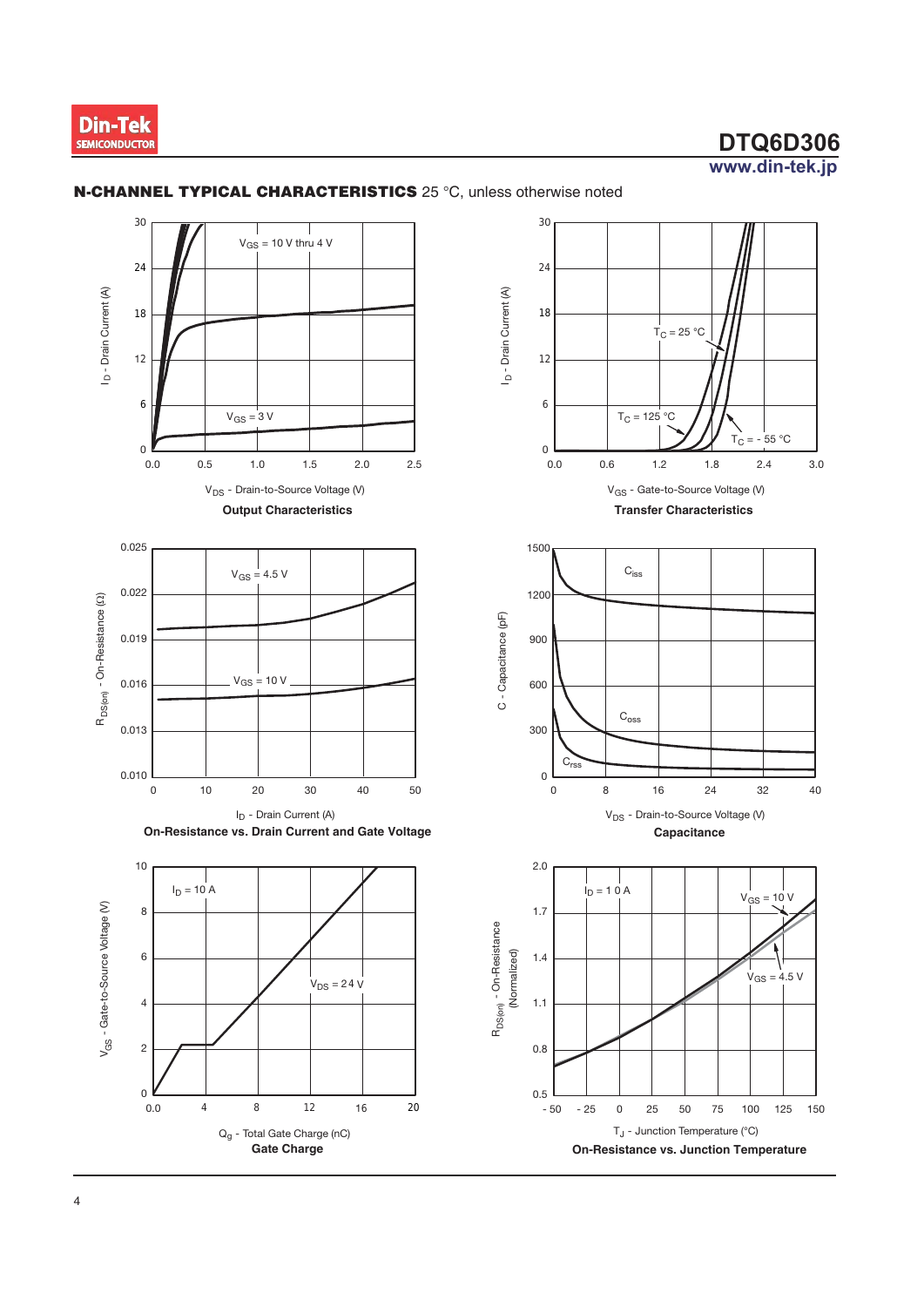## N-CHANNEL TYPICAL CHARACTERISTICS 25 °C, unless otherwise noted

$V_{GS}$ = 10 V thru 4 V

$V_{GS}$ = 3 V

$I_D$ - Drain Current (A)

$V_{DS}$ - Drain-to-Source Voltage (V)

**Output Characteristics**

$T_C$ = 25 °C

$T_C$ = 125 °C

$T_C$ = - 55 °C

$I_D$ - Drain Current (A)

$V_{GS}$ - Gate-to-Source Voltage (V)

**Transfer Characteristics**

$V_{GS}$ = 4.5 V

$V_{GS}$ = 10 V

$R_{DS(on)}$ - On-Resistance (Ω)

$I_D$ - Drain Current (A)

**On-Resistance vs. Drain Current and Gate Voltage**

$C_{iss}$

$C_{oss}$

$C_{rss}$

C - Capacitance (pF)

$V_{DS}$ - Drain-to-Source Voltage (V)

**Capacitance**

$I_D$ = 10 A

$V_{DS}$ = 24 V

$V_{GS}$ - Gate-to-Source Voltage (V)

$Q_g$ - Total Gate Charge (nC)

**Gate Charge**

$I_D$ = 10 A

$V_{GS}$ = 10 V

$V_{GS}$ = 4.5 V

$R_{DS(on)}$ - On-Resistance (Normalized)

$T_J$ - Junction Temperature (°C)

**On-Resistance vs. Junction Temperature**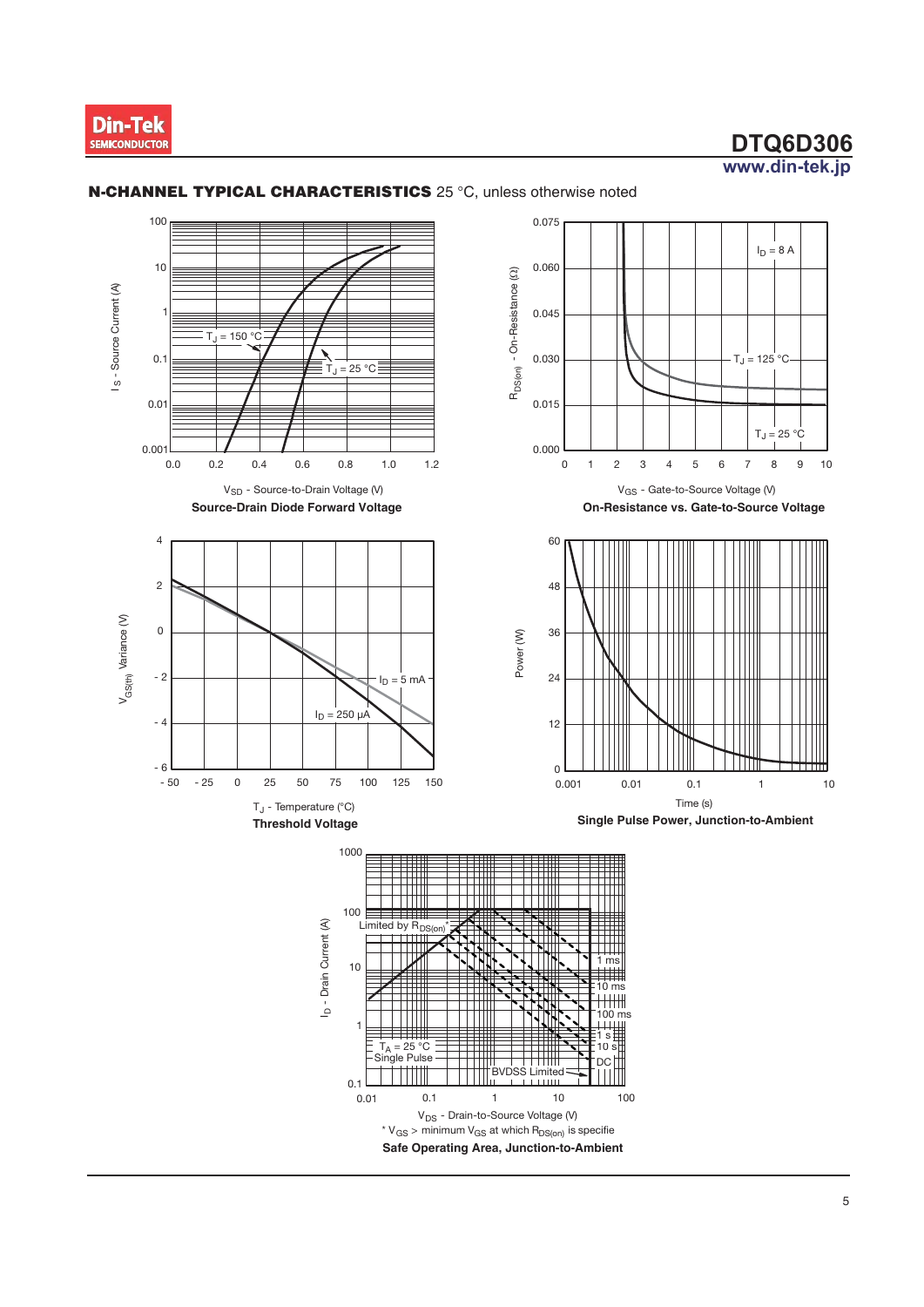## N-CHANNEL TYPICAL CHARACTERISTICS 25 °C, unless otherwise noted

$I_S$ - Source Current (A)

$V_{SD}$ - Source-to-Drain Voltage (V)

$T_J$ = 150 °C

$T_J$ = 25 °C

**Source-Drain Diode Forward Voltage**

$R_{DS(on)}$ - On-Resistance (Ω)

$V_{GS}$ - Gate-to-Source Voltage (V)

$I_D$ = 8 A

$T_J$ = 125 °C

$T_J$ = 25 °C

**On-Resistance vs. Gate-to-Source Voltage**

$V_{GS(th)}$ Variance (V)

$T_J$ - Temperature (°C)

$I_D$ = 5 mA

$I_D$ = 250 μA

**Threshold Voltage**

Power (W)

Time (s)

**Single Pulse Power, Junction-to-Ambient**

$I_D$ - Drain Current (A)

$V_{DS}$ - Drain-to-Source Voltage (V)

Limited by $R_{DS(on)}$*

1 ms

10 ms

100 ms

1 s

10 s

DC

$T_A$ = 25 °C

Single Pulse

BVDSS Limited

* $V_{GS}$ > minimum $V_{GS}$ at which $R_{DS(on)}$ is specifie

**Safe Operating Area, Junction-to-Ambient**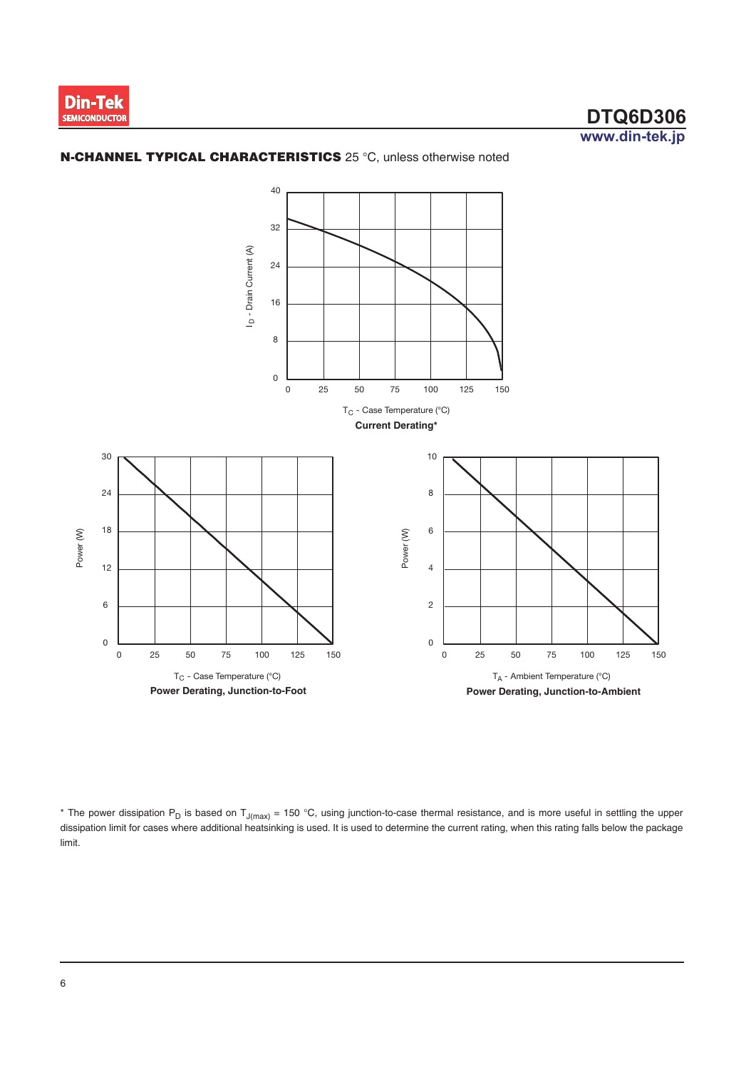**N-CHANNEL TYPICAL CHARACTERISTICS** 25 °C, unless otherwise noted

**Current Derating***

**Power Derating, Junction-to-Foot**

**Power Derating, Junction-to-Ambient**

* The power dissipation $P_D$ is based on $T_{J(max)}$ = 150 °C, using junction-to-case thermal resistance, and is more useful in settling the upper dissipation limit for cases where additional heatsinking is used. It is used to determine the current rating, when this rating falls below the package limit.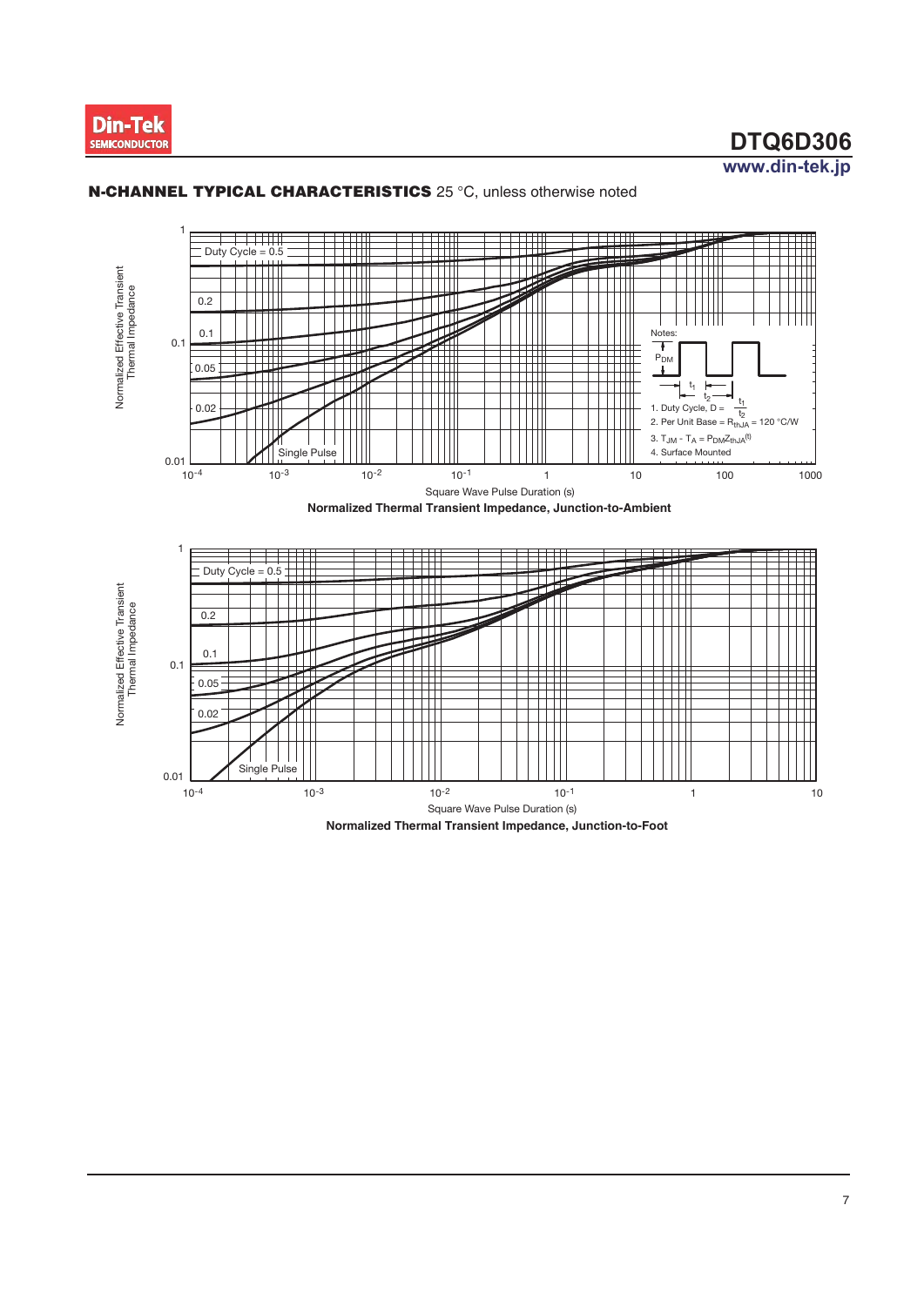## N-CHANNEL TYPICAL CHARACTERISTICS 25 °C, unless otherwise noted

Notes:

1. Duty Cycle, $D = \frac{t_1}{t_2}$
2. Per Unit Base = $R_{thJA}$ = 120 °C/W
3. $T_{JM} - T_A = P_{DM}Z_{thJA}^{(t)}$
4. Surface Mounted

**Normalized Thermal Transient Impedance, Junction-to-Ambient**

**Normalized Thermal Transient Impedance, Junction-to-Foot**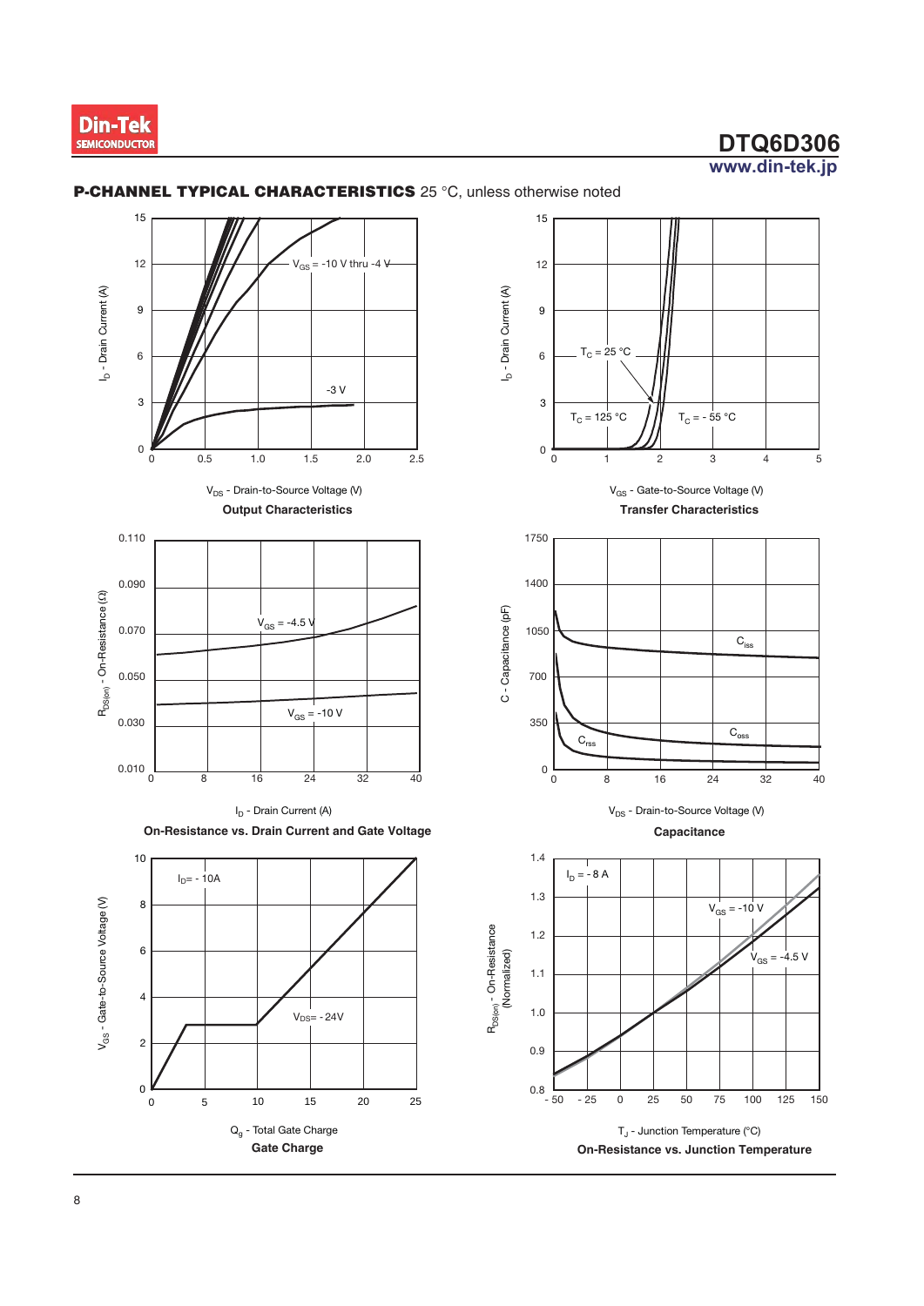## **P-CHANNEL TYPICAL CHARACTERISTICS** 25 °C, unless otherwise noted

$I_D$ - Drain Current (A)

$V_{GS}$ = -10 V thru -4 V

-3 V

$V_{DS}$ - Drain-to-Source Voltage (V)

**Output Characteristics**

$I_D$ - Drain Current (A)

$T_C$ = 25 °C

$T_C$ = 125 °C

$T_C$ = - 55 °C

$V_{GS}$ - Gate-to-Source Voltage (V)

**Transfer Characteristics**

$R_{DS(on)}$ - On-Resistance (Ω)

$V_{GS}$ = -4.5 V

$V_{GS}$ = -10 V

$I_D$ - Drain Current (A)

**On-Resistance vs. Drain Current and Gate Voltage**

C - Capacitance (pF)

$C_{iss}$

$C_{oss}$

$C_{rss}$

$V_{DS}$ - Drain-to-Source Voltage (V)

**Capacitance**

$V_{GS}$ - Gate-to-Source Voltage (V)

$I_D$= - 10A

$V_{DS}$= - 24V

$Q_g$ - Total Gate Charge

**Gate Charge**

$R_{DS(on)}$ - On-Resistance (Normalized)

$I_D$ = - 8 A

$V_{GS}$ = -10 V

$V_{GS}$ = -4.5 V

$T_J$ - Junction Temperature (°C)

**On-Resistance vs. Junction Temperature**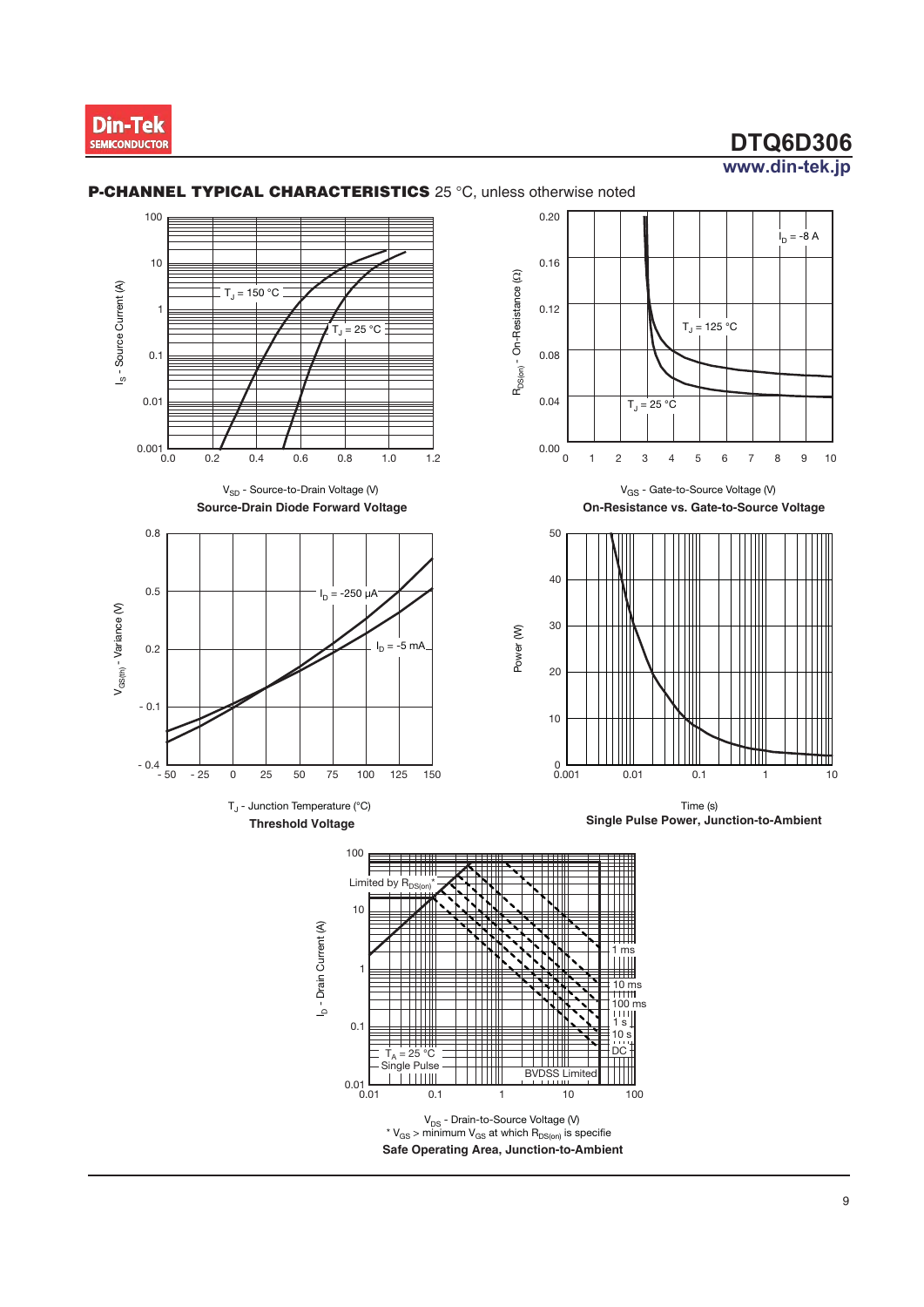## P-CHANNEL TYPICAL CHARACTERISTICS 25 °C, unless otherwise noted

$V_{SD}$ - Source-to-Drain Voltage (V)

$I_S$ - Source Current (A)

$T_J$ = 150 °C

$T_J$ = 25 °C

**Source-Drain Diode Forward Voltage**

$V_{GS}$ - Gate-to-Source Voltage (V)

$R_{DS(on)}$ - On-Resistance (Ω)

$I_D$ = -8 A

$T_J$ = 125 °C

$T_J$ = 25 °C

**On-Resistance vs. Gate-to-Source Voltage**

$T_J$ - Junction Temperature (°C)

$V_{GS(th)}$ - Variance (V)

$I_D$ = -250 µA

$I_D$ = -5 mA

**Threshold Voltage**

Time (s)

Power (W)

**Single Pulse Power, Junction-to-Ambient**

$V_{DS}$ - Drain-to-Source Voltage (V)

$I_D$ - Drain Current (A)

Limited by $R_{DS(on)}$*

1 ms, 10 ms, 100 ms, 1 s, 10 s, DC

$T_A$ = 25 °C

Single Pulse

BVDSS Limited

* $V_{GS}$ > minimum $V_{GS}$ at which $R_{DS(on)}$ is specifie

**Safe Operating Area, Junction-to-Ambient**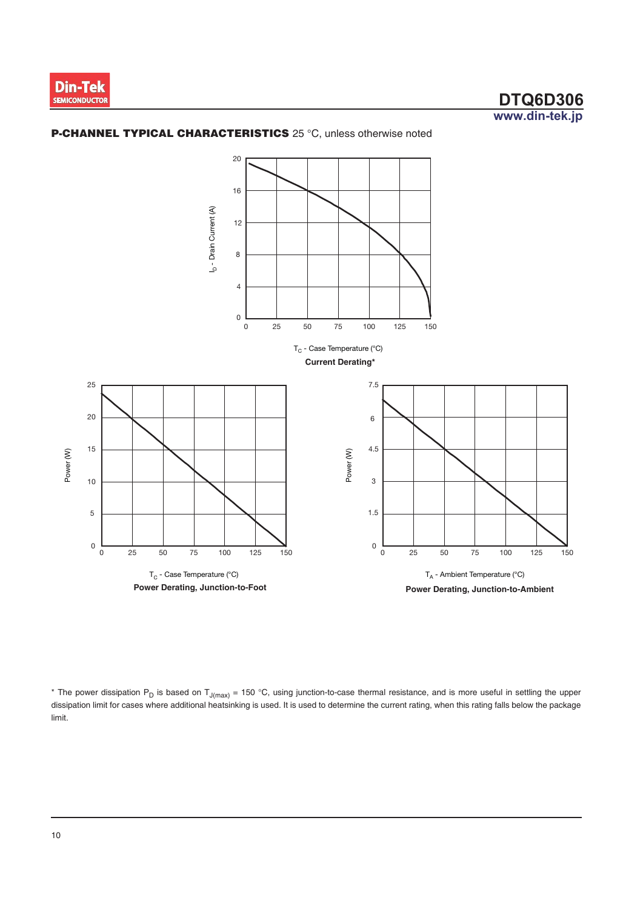## P-CHANNEL TYPICAL CHARACTERISTICS 25 °C, unless otherwise noted

$I_D$ - Drain Current (A)

$T_C$ - Case Temperature (°C)

**Current Derating***

Power (W)

$T_C$ - Case Temperature (°C)

**Power Derating, Junction-to-Foot**

Power (W)

$T_A$ - Ambient Temperature (°C)

**Power Derating, Junction-to-Ambient**

* The power dissipation $P_D$ is based on $T_{J(max)}$ = 150 °C, using junction-to-case thermal resistance, and is more useful in settling the upper dissipation limit for cases where additional heatsinking is used. It is used to determine the current rating, when this rating falls below the package limit.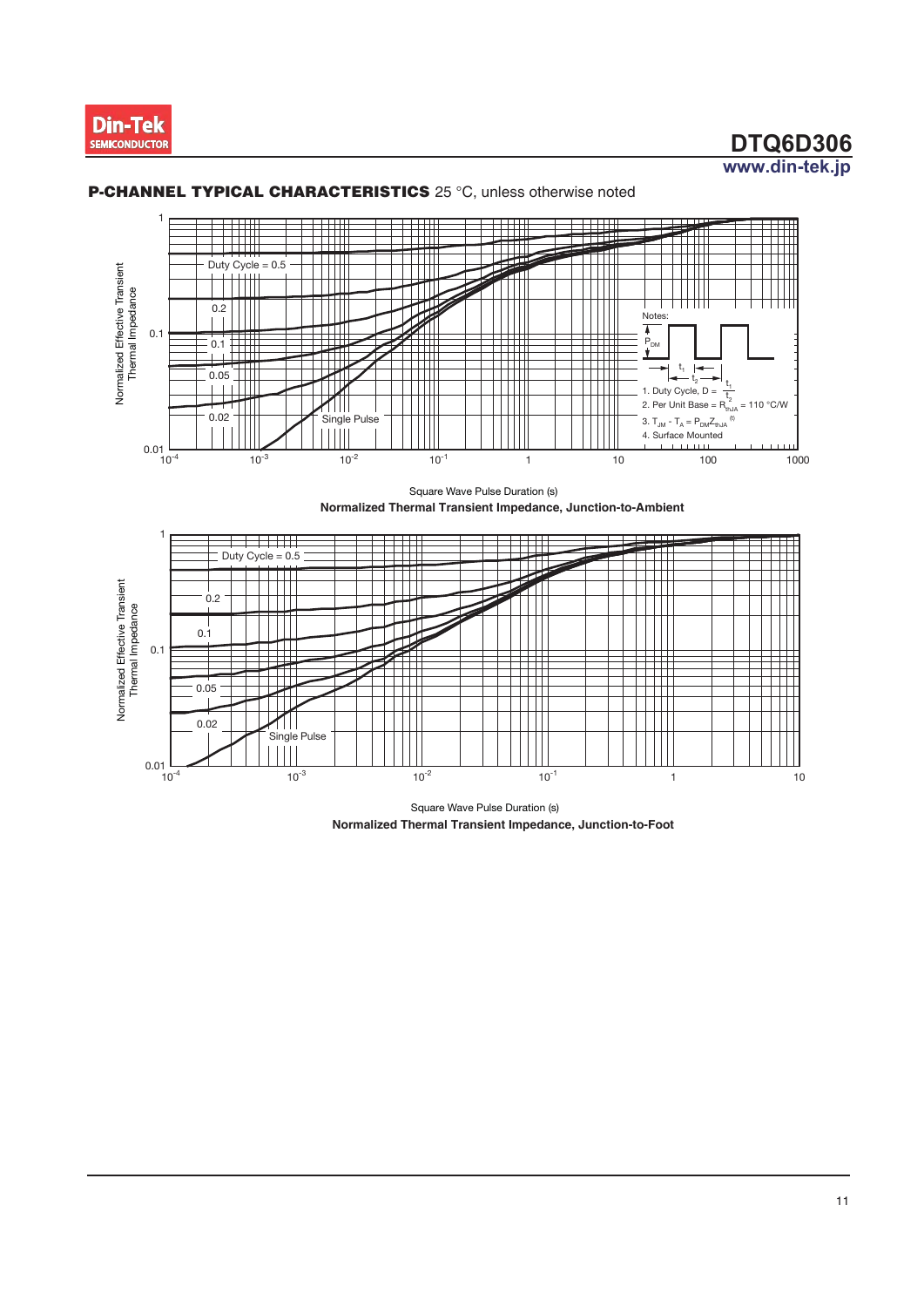## P-CHANNEL TYPICAL CHARACTERISTICS 25 °C, unless otherwise noted

Normalized Effective Transient Thermal Impedance

Duty Cycle = 0.5, 0.2, 0.1, 0.05, 0.02, Single Pulse

Notes:

1. Duty Cycle, D = $\frac{t_1}{t_2}$
2. Per Unit Base = $R_{thJA}$ = 110 °C/W
3. $T_{JM} - T_A = P_{DM}Z_{thJA}^{(t)}$
4. Surface Mounted

Square Wave Pulse Duration (s)

**Normalized Thermal Transient Impedance, Junction-to-Ambient**

Normalized Effective Transient Thermal Impedance

Duty Cycle = 0.5, 0.2, 0.1, 0.05, 0.02, Single Pulse

Square Wave Pulse Duration (s)

**Normalized Thermal Transient Impedance, Junction-to-Foot**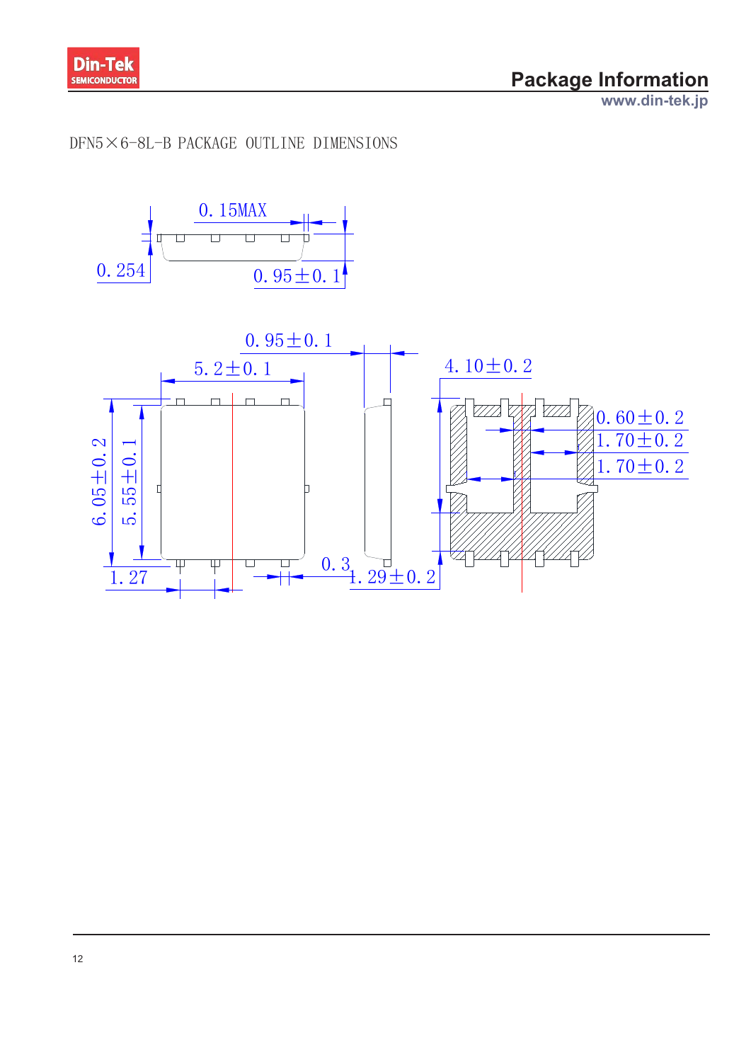# Package Information

DFN5×6-8L-B PACKAGE OUTLINE DIMENSIONS

0.15MAX

0.254

0.95±0.1

0.95±0.1

5.2±0.1

4.10±0.2

0.60±0.2

1.70±0.2

1.70±0.2

6.05±0.2

5.55±0.1

1.27

0.3

1.29±0.2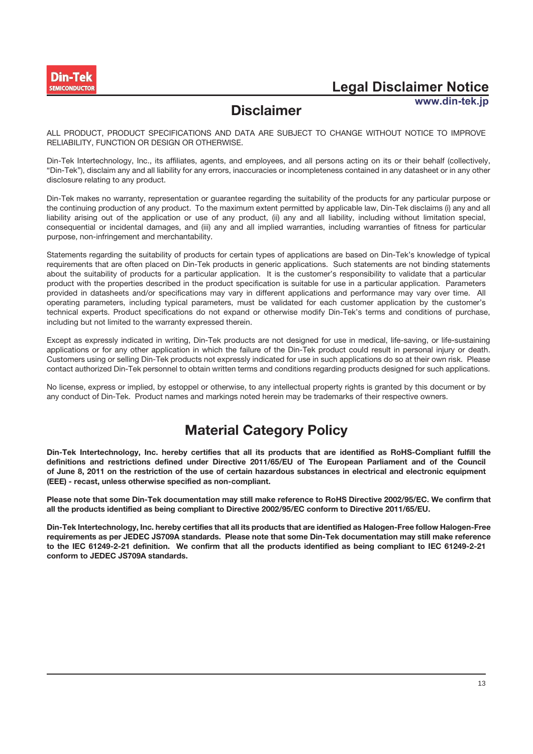# Legal Disclaimer Notice

www.din-tek.jp

## Disclaimer

ALL PRODUCT, PRODUCT SPECIFICATIONS AND DATA ARE SUBJECT TO CHANGE WITHOUT NOTICE TO IMPROVE RELIABILITY, FUNCTION OR DESIGN OR OTHERWISE.

Din-Tek Intertechnology, Inc., its affiliates, agents, and employees, and all persons acting on its or their behalf (collectively, "Din-Tek"), disclaim any and all liability for any errors, inaccuracies or incompleteness contained in any datasheet or in any other disclosure relating to any product.

Din-Tek makes no warranty, representation or guarantee regarding the suitability of the products for any particular purpose or the continuing production of any product. To the maximum extent permitted by applicable law, Din-Tek disclaims (i) any and all liability arising out of the application or use of any product, (ii) any and all liability, including without limitation special, consequential or incidental damages, and (iii) any and all implied warranties, including warranties of fitness for particular purpose, non-infringement and merchantability.

Statements regarding the suitability of products for certain types of applications are based on Din-Tek's knowledge of typical requirements that are often placed on Din-Tek products in generic applications. Such statements are not binding statements about the suitability of products for a particular application. It is the customer's responsibility to validate that a particular product with the properties described in the product specification is suitable for use in a particular application. Parameters provided in datasheets and/or specifications may vary in different applications and performance may vary over time. All operating parameters, including typical parameters, must be validated for each customer application by the customer's technical experts. Product specifications do not expand or otherwise modify Din-Tek's terms and conditions of purchase, including but not limited to the warranty expressed therein.

Except as expressly indicated in writing, Din-Tek products are not designed for use in medical, life-saving, or life-sustaining applications or for any other application in which the failure of the Din-Tek product could result in personal injury or death. Customers using or selling Din-Tek products not expressly indicated for use in such applications do so at their own risk. Please contact authorized Din-Tek personnel to obtain written terms and conditions regarding products designed for such applications.

No license, express or implied, by estoppel or otherwise, to any intellectual property rights is granted by this document or by any conduct of Din-Tek. Product names and markings noted herein may be trademarks of their respective owners.

## Material Category Policy

**Din-Tek Intertechnology, Inc. hereby certifies that all its products that are identified as RoHS-Compliant fulfill the definitions and restrictions defined under Directive 2011/65/EU of The European Parliament and of the Council of June 8, 2011 on the restriction of the use of certain hazardous substances in electrical and electronic equipment (EEE) - recast, unless otherwise specified as non-compliant.**

**Please note that some Din-Tek documentation may still make reference to RoHS Directive 2002/95/EC. We confirm that all the products identified as being compliant to Directive 2002/95/EC conform to Directive 2011/65/EU.**

**Din-Tek Intertechnology, Inc. hereby certifies that all its products that are identified as Halogen-Free follow Halogen-Free requirements as per JEDEC JS709A standards. Please note that some Din-Tek documentation may still make reference to the IEC 61249-2-21 definition. We confirm that all the products identified as being compliant to IEC 61249-2-21 conform to JEDEC JS709A standards.**